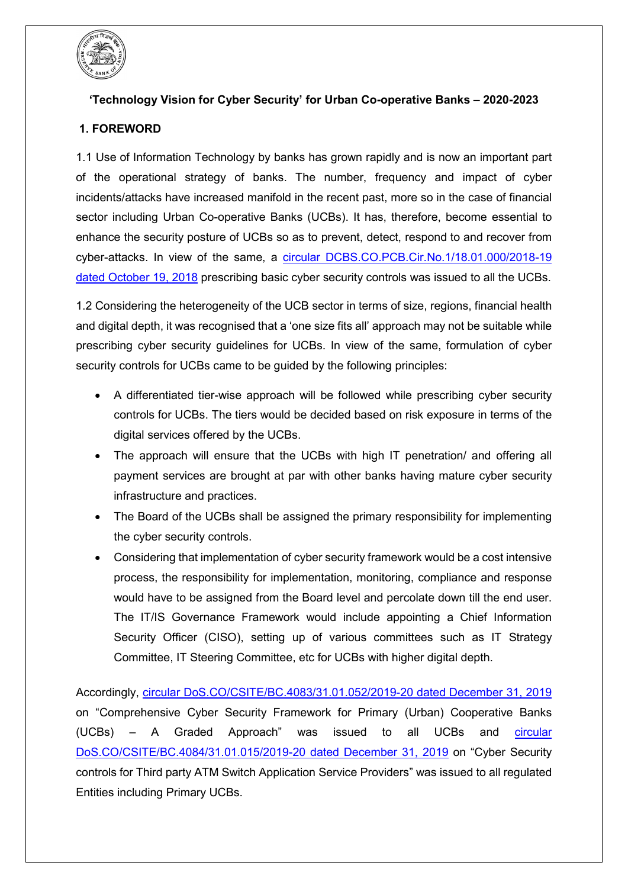**'Technology Vision for Cyber Security' for Urban Co-operative Banks – 2020-2023**

## 1. FOREWORD

1.1 Use of Information Technology by banks has grown rapidly and is now an important part of the operational strategy of banks. The number, frequency and impact of cyber incidents/attacks have increased manifold in the recent past, more so in the case of financial sector including Urban Co-operative Banks (UCBs). It has, therefore, become essential to enhance the security posture of UCBs so as to prevent, detect, respond to and recover from cyber-attacks. In view of the same, a circular DCBS.CO.PCB.Cir.No.1/18.01.000/2018-19 dated October 19, 2018 prescribing basic cyber security controls was issued to all the UCBs.

1.2 Considering the heterogeneity of the UCB sector in terms of size, regions, financial health and digital depth, it was recognised that a 'one size fits all' approach may not be suitable while prescribing cyber security guidelines for UCBs. In view of the same, formulation of cyber security controls for UCBs came to be guided by the following principles:

- A differentiated tier-wise approach will be followed while prescribing cyber security controls for UCBs. The tiers would be decided based on risk exposure in terms of the digital services offered by the UCBs.
- The approach will ensure that the UCBs with high IT penetration/ and offering all payment services are brought at par with other banks having mature cyber security infrastructure and practices.
- The Board of the UCBs shall be assigned the primary responsibility for implementing the cyber security controls.
- Considering that implementation of cyber security framework would be a cost intensive process, the responsibility for implementation, monitoring, compliance and response would have to be assigned from the Board level and percolate down till the end user. The IT/IS Governance Framework would include appointing a Chief Information Security Officer (CISO), setting up of various committees such as IT Strategy Committee, IT Steering Committee, etc for UCBs with higher digital depth.

Accordingly, circular DoS.CO/CSITE/BC.4083/31.01.052/2019-20 dated December 31, 2019 on "Comprehensive Cyber Security Framework for Primary (Urban) Cooperative Banks (UCBs) – A Graded Approach" was issued to all UCBs and circular DoS.CO/CSITE/BC.4084/31.01.015/2019-20 dated December 31, 2019 on "Cyber Security controls for Third party ATM Switch Application Service Providers" was issued to all regulated Entities including Primary UCBs.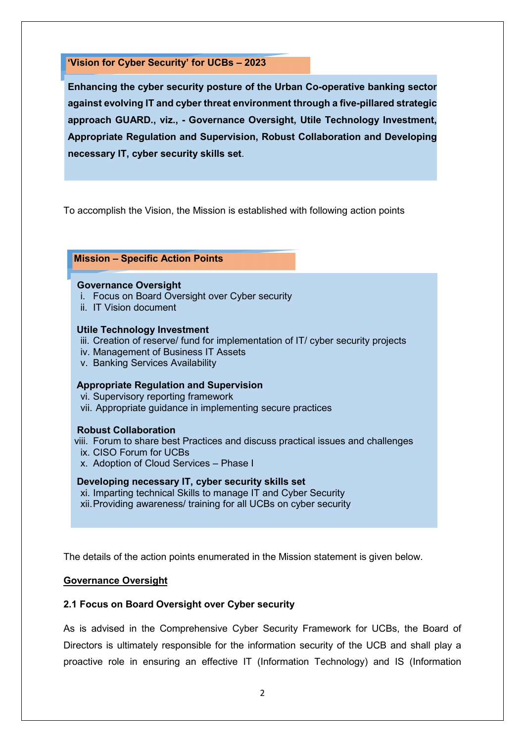**'Vision for Cyber Security' for UCBs – 2023**

**Enhancing the cyber security posture of the Urban Co-operative banking sector against evolving IT and cyber threat environment through a five-pillared strategic approach GUARD., viz., - Governance Oversight, Utile Technology Investment, Appropriate Regulation and Supervision, Robust Collaboration and Developing necessary IT, cyber security skills set**.

To accomplish the Vision, the Mission is established with following action points

**Mission – Specific Action Points**

**Governance Oversight**

i. Focus on Board Oversight over Cyber security
ii. IT Vision document

**Utile Technology Investment**

iii. Creation of reserve/ fund for implementation of IT/ cyber security projects
iv. Management of Business IT Assets
v. Banking Services Availability

**Appropriate Regulation and Supervision**

vi. Supervisory reporting framework
vii. Appropriate guidance in implementing secure practices

**Robust Collaboration**

viii. Forum to share best Practices and discuss practical issues and challenges
ix. CISO Forum for UCBs
x. Adoption of Cloud Services – Phase I

**Developing necessary IT, cyber security skills set**

xi. Imparting technical Skills to manage IT and Cyber Security
xii. Providing awareness/ training for all UCBs on cyber security

The details of the action points enumerated in the Mission statement is given below.

**Governance Oversight**

**2.1 Focus on Board Oversight over Cyber security**

As is advised in the Comprehensive Cyber Security Framework for UCBs, the Board of Directors is ultimately responsible for the information security of the UCB and shall play a proactive role in ensuring an effective IT (Information Technology) and IS (Information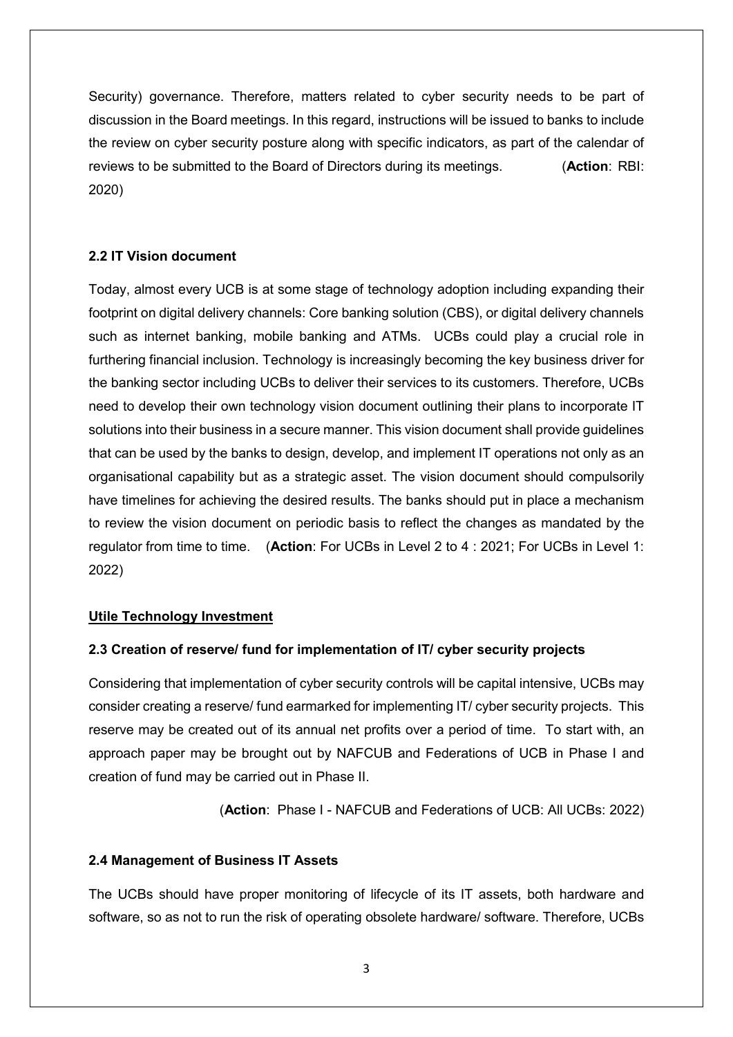Security) governance. Therefore, matters related to cyber security needs to be part of discussion in the Board meetings. In this regard, instructions will be issued to banks to include the review on cyber security posture along with specific indicators, as part of the calendar of reviews to be submitted to the Board of Directors during its meetings. (**Action**: RBI: 2020)

### 2.2 IT Vision document

Today, almost every UCB is at some stage of technology adoption including expanding their footprint on digital delivery channels: Core banking solution (CBS), or digital delivery channels such as internet banking, mobile banking and ATMs. UCBs could play a crucial role in furthering financial inclusion. Technology is increasingly becoming the key business driver for the banking sector including UCBs to deliver their services to its customers. Therefore, UCBs need to develop their own technology vision document outlining their plans to incorporate IT solutions into their business in a secure manner. This vision document shall provide guidelines that can be used by the banks to design, develop, and implement IT operations not only as an organisational capability but as a strategic asset. The vision document should compulsorily have timelines for achieving the desired results. The banks should put in place a mechanism to review the vision document on periodic basis to reflect the changes as mandated by the regulator from time to time. (**Action**: For UCBs in Level 2 to 4 : 2021; For UCBs in Level 1: 2022)

**Utile Technology Investment**

### 2.3 Creation of reserve/ fund for implementation of IT/ cyber security projects

Considering that implementation of cyber security controls will be capital intensive, UCBs may consider creating a reserve/ fund earmarked for implementing IT/ cyber security projects. This reserve may be created out of its annual net profits over a period of time. To start with, an approach paper may be brought out by NAFCUB and Federations of UCB in Phase I and creation of fund may be carried out in Phase II.

(**Action**: Phase I - NAFCUB and Federations of UCB: All UCBs: 2022)

### 2.4 Management of Business IT Assets

The UCBs should have proper monitoring of lifecycle of its IT assets, both hardware and software, so as not to run the risk of operating obsolete hardware/ software. Therefore, UCBs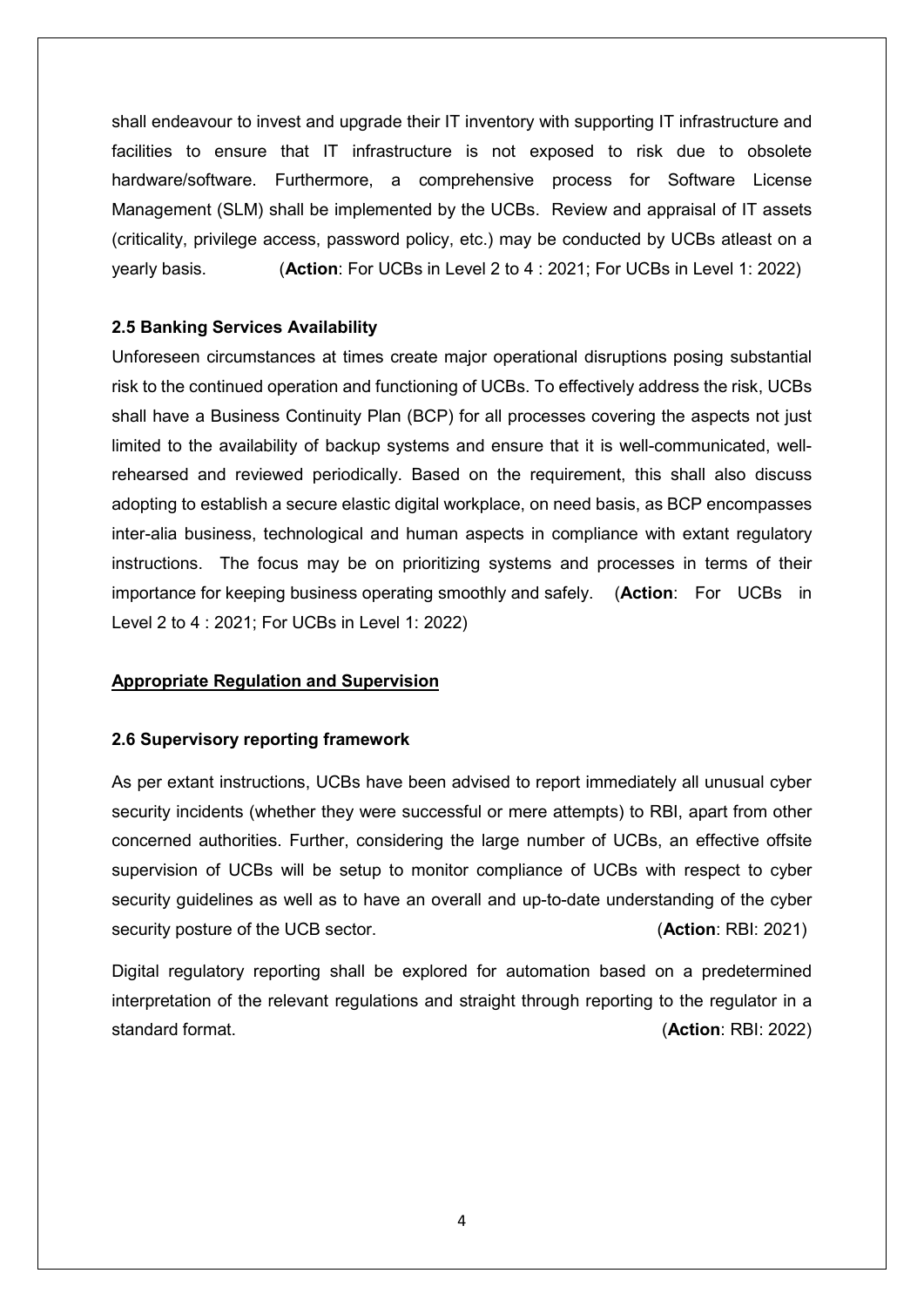shall endeavour to invest and upgrade their IT inventory with supporting IT infrastructure and facilities to ensure that IT infrastructure is not exposed to risk due to obsolete hardware/software. Furthermore, a comprehensive process for Software License Management (SLM) shall be implemented by the UCBs. Review and appraisal of IT assets (criticality, privilege access, password policy, etc.) may be conducted by UCBs atleast on a yearly basis. (**Action**: For UCBs in Level 2 to 4 : 2021; For UCBs in Level 1: 2022)

#### 2.5 Banking Services Availability

Unforeseen circumstances at times create major operational disruptions posing substantial risk to the continued operation and functioning of UCBs. To effectively address the risk, UCBs shall have a Business Continuity Plan (BCP) for all processes covering the aspects not just limited to the availability of backup systems and ensure that it is well-communicated, well-rehearsed and reviewed periodically. Based on the requirement, this shall also discuss adopting to establish a secure elastic digital workplace, on need basis, as BCP encompasses inter-alia business, technological and human aspects in compliance with extant regulatory instructions. The focus may be on prioritizing systems and processes in terms of their importance for keeping business operating smoothly and safely. (**Action**: For UCBs in Level 2 to 4 : 2021; For UCBs in Level 1: 2022)

### Appropriate Regulation and Supervision

#### 2.6 Supervisory reporting framework

As per extant instructions, UCBs have been advised to report immediately all unusual cyber security incidents (whether they were successful or mere attempts) to RBI, apart from other concerned authorities. Further, considering the large number of UCBs, an effective offsite supervision of UCBs will be setup to monitor compliance of UCBs with respect to cyber security guidelines as well as to have an overall and up-to-date understanding of the cyber security posture of the UCB sector. (**Action**: RBI: 2021)

Digital regulatory reporting shall be explored for automation based on a predetermined interpretation of the relevant regulations and straight through reporting to the regulator in a standard format. (**Action**: RBI: 2022)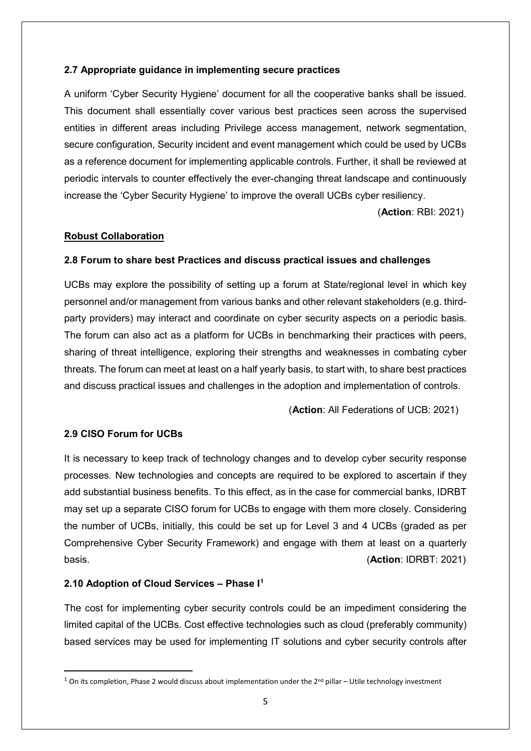### 2.7 Appropriate guidance in implementing secure practices

A uniform 'Cyber Security Hygiene' document for all the cooperative banks shall be issued. This document shall essentially cover various best practices seen across the supervised entities in different areas including Privilege access management, network segmentation, secure configuration, Security incident and event management which could be used by UCBs as a reference document for implementing applicable controls. Further, it shall be reviewed at periodic intervals to counter effectively the ever-changing threat landscape and continuously increase the 'Cyber Security Hygiene' to improve the overall UCBs cyber resiliency.

(**Action**: RBI: 2021)

## Robust Collaboration

### 2.8 Forum to share best Practices and discuss practical issues and challenges

UCBs may explore the possibility of setting up a forum at State/regional level in which key personnel and/or management from various banks and other relevant stakeholders (e.g. third-party providers) may interact and coordinate on cyber security aspects on a periodic basis. The forum can also act as a platform for UCBs in benchmarking their practices with peers, sharing of threat intelligence, exploring their strengths and weaknesses in combating cyber threats. The forum can meet at least on a half yearly basis, to start with, to share best practices and discuss practical issues and challenges in the adoption and implementation of controls.

(**Action**: All Federations of UCB: 2021)

### 2.9 CISO Forum for UCBs

It is necessary to keep track of technology changes and to develop cyber security response processes. New technologies and concepts are required to be explored to ascertain if they add substantial business benefits. To this effect, as in the case for commercial banks, IDRBT may set up a separate CISO forum for UCBs to engage with them more closely. Considering the number of UCBs, initially, this could be set up for Level 3 and 4 UCBs (graded as per Comprehensive Cyber Security Framework) and engage with them at least on a quarterly basis. (**Action**: IDRBT: 2021)

### 2.10 Adoption of Cloud Services – Phase I[1]

The cost for implementing cyber security controls could be an impediment considering the limited capital of the UCBs. Cost effective technologies such as cloud (preferably community) based services may be used for implementing IT solutions and cyber security controls after

[1] On its completion, Phase 2 would discuss about implementation under the 2nd pillar – Utile technology investment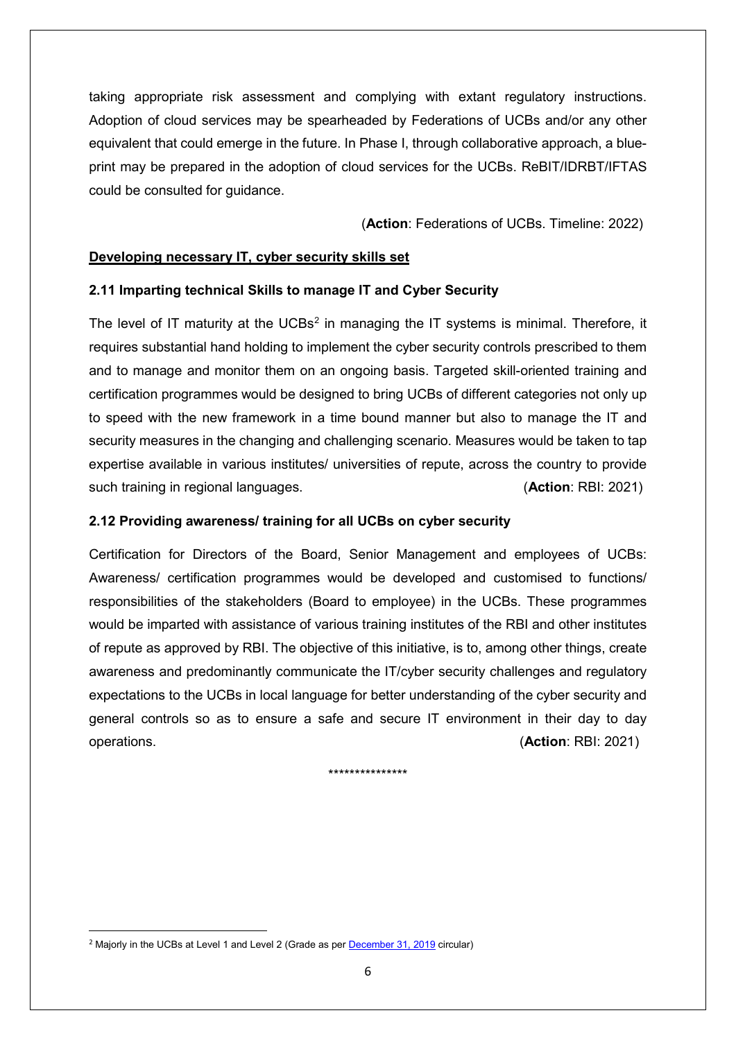taking appropriate risk assessment and complying with extant regulatory instructions. Adoption of cloud services may be spearheaded by Federations of UCBs and/or any other equivalent that could emerge in the future. In Phase I, through collaborative approach, a blue-print may be prepared in the adoption of cloud services for the UCBs. ReBIT/IDRBT/IFTAS could be consulted for guidance.

(**Action**: Federations of UCBs. Timeline: 2022)

**Developing necessary IT, cyber security skills set**

**2.11 Imparting technical Skills to manage IT and Cyber Security**

The level of IT maturity at the UCBs[2] in managing the IT systems is minimal. Therefore, it requires substantial hand holding to implement the cyber security controls prescribed to them and to manage and monitor them on an ongoing basis. Targeted skill-oriented training and certification programmes would be designed to bring UCBs of different categories not only up to speed with the new framework in a time bound manner but also to manage the IT and security measures in the changing and challenging scenario. Measures would be taken to tap expertise available in various institutes/ universities of repute, across the country to provide such training in regional languages. (**Action**: RBI: 2021)

**2.12 Providing awareness/ training for all UCBs on cyber security**

Certification for Directors of the Board, Senior Management and employees of UCBs: Awareness/ certification programmes would be developed and customised to functions/ responsibilities of the stakeholders (Board to employee) in the UCBs. These programmes would be imparted with assistance of various training institutes of the RBI and other institutes of repute as approved by RBI. The objective of this initiative, is to, among other things, create awareness and predominantly communicate the IT/cyber security challenges and regulatory expectations to the UCBs in local language for better understanding of the cyber security and general controls so as to ensure a safe and secure IT environment in their day to day operations. (**Action**: RBI: 2021)

***************

[2] Majorly in the UCBs at Level 1 and Level 2 (Grade as per December 31, 2019 circular)